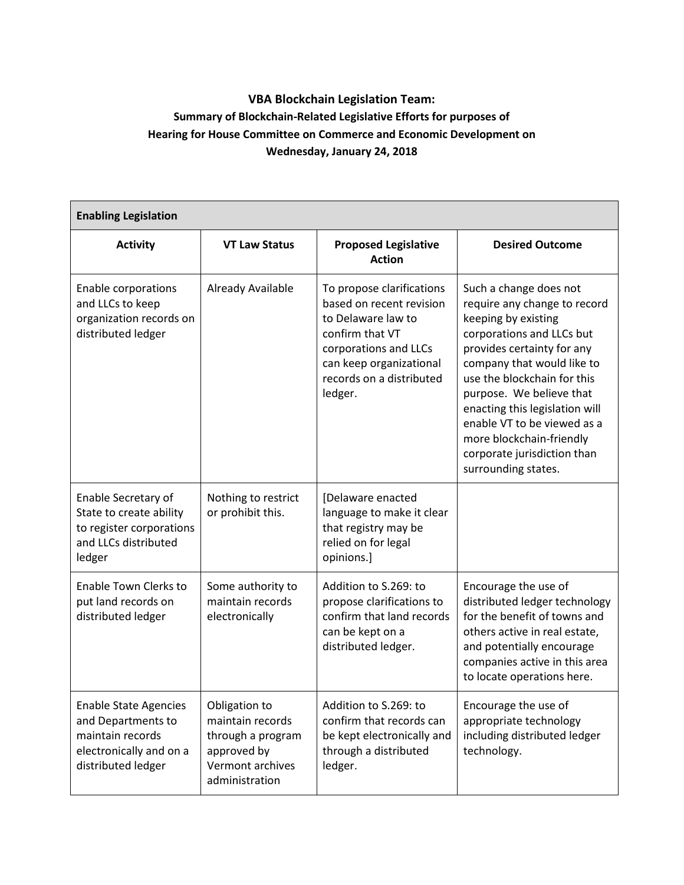**VBA Blockchain Legislation Team:**

**Summary of Blockchain-Related Legislative Efforts for purposes of Hearing for House Committee on Commerce and Economic Development on Wednesday, January 24, 2018**

| **Enabling Legislation** | | | |
|---|---|---|---|
| **Activity** | **VT Law Status** | **Proposed Legislative Action** | **Desired Outcome** |
| Enable corporations and LLCs to keep organization records on distributed ledger | Already Available | To propose clarifications based on recent revision to Delaware law to confirm that VT corporations and LLCs can keep organizational records on a distributed ledger. | Such a change does not require any change to record keeping by existing corporations and LLCs but provides certainty for any company that would like to use the blockchain for this purpose. We believe that enacting this legislation will enable VT to be viewed as a more blockchain-friendly corporate jurisdiction than surrounding states. |
| Enable Secretary of State to create ability to register corporations and LLCs distributed ledger | Nothing to restrict or prohibit this. | [Delaware enacted language to make it clear that registry may be relied on for legal opinions.] | |
| Enable Town Clerks to put land records on distributed ledger | Some authority to maintain records electronically | Addition to S.269: to propose clarifications to confirm that land records can be kept on a distributed ledger. | Encourage the use of distributed ledger technology for the benefit of towns and others active in real estate, and potentially encourage companies active in this area to locate operations here. |
| Enable State Agencies and Departments to maintain records electronically and on a distributed ledger | Obligation to maintain records through a program approved by Vermont archives administration | Addition to S.269: to confirm that records can be kept electronically and through a distributed ledger. | Encourage the use of appropriate technology including distributed ledger technology. |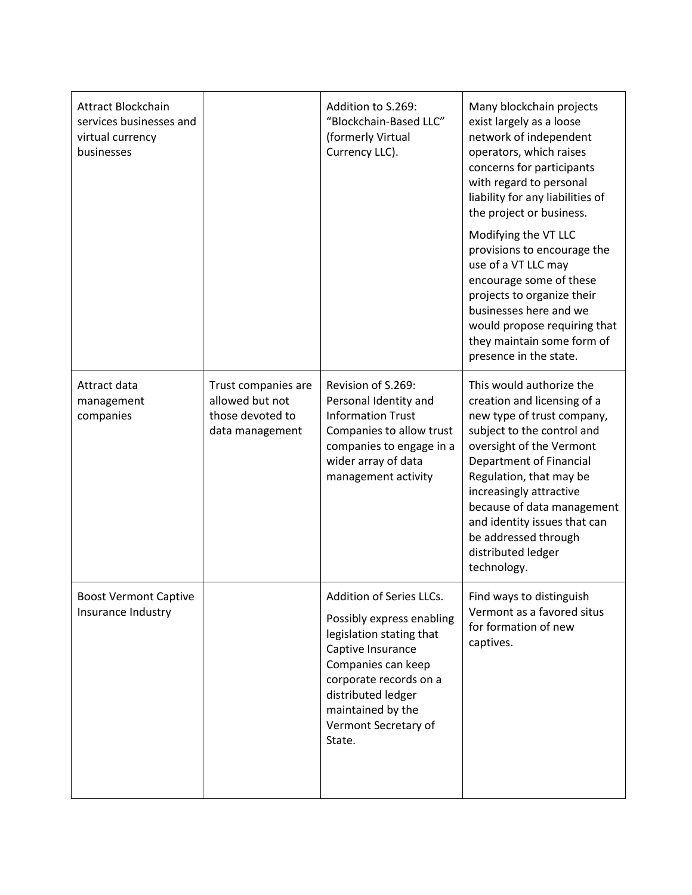| | | | |
|---|---|---|---|
| Attract Blockchain services businesses and virtual currency businesses | | Addition to S.269: "Blockchain-Based LLC" (formerly Virtual Currency LLC). | Many blockchain projects exist largely as a loose network of independent operators, which raises concerns for participants with regard to personal liability for any liabilities of the project or business.<br><br>Modifying the VT LLC provisions to encourage the use of a VT LLC may encourage some of these projects to organize their businesses here and we would propose requiring that they maintain some form of presence in the state. |
| Attract data management companies | Trust companies are allowed but not those devoted to data management | Revision of S.269: Personal Identity and Information Trust Companies to allow trust companies to engage in a wider array of data management activity | This would authorize the creation and licensing of a new type of trust company, subject to the control and oversight of the Vermont Department of Financial Regulation, that may be increasingly attractive because of data management and identity issues that can be addressed through distributed ledger technology. |
| Boost Vermont Captive Insurance Industry | | Addition of Series LLCs.<br><br>Possibly express enabling legislation stating that Captive Insurance Companies can keep corporate records on a distributed ledger maintained by the Vermont Secretary of State. | Find ways to distinguish Vermont as a favored situs for formation of new captives. |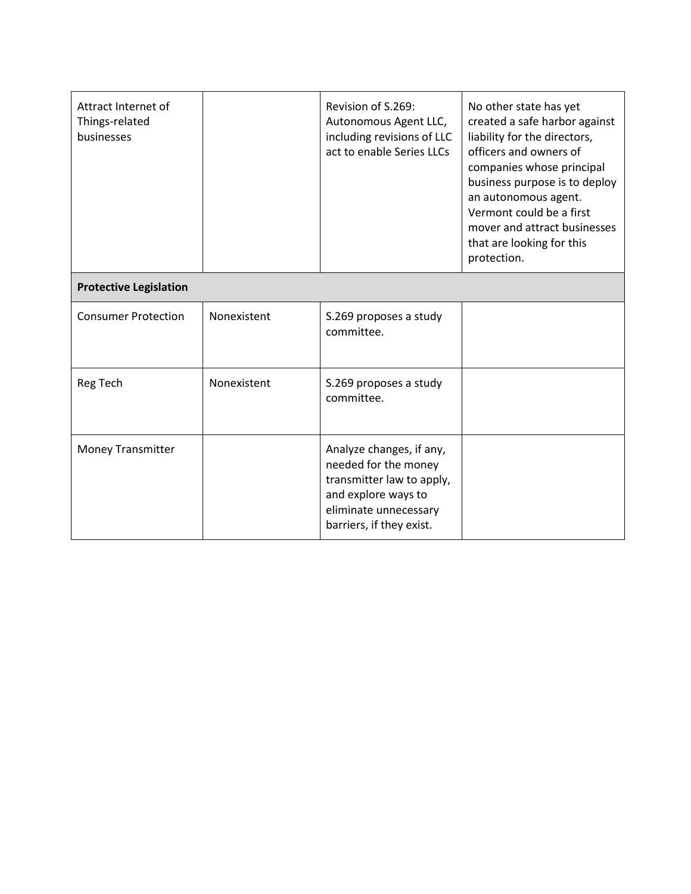| | | | |
|---|---|---|---|
| Attract Internet of Things-related businesses | | Revision of S.269: Autonomous Agent LLC, including revisions of LLC act to enable Series LLCs | No other state has yet created a safe harbor against liability for the directors, officers and owners of companies whose principal business purpose is to deploy an autonomous agent. Vermont could be a first mover and attract businesses that are looking for this protection. |
| **Protective Legislation** | | | |
| Consumer Protection | Nonexistent | S.269 proposes a study committee. | |
| Reg Tech | Nonexistent | S.269 proposes a study committee. | |
| Money Transmitter | | Analyze changes, if any, needed for the money transmitter law to apply, and explore ways to eliminate unnecessary barriers, if they exist. | |